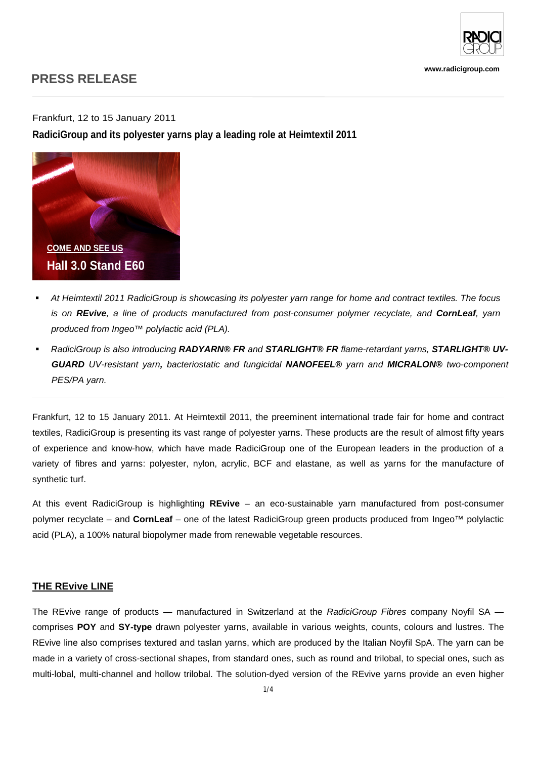# PRESS RELEASE

www.radicigroup.com

Frankfurt, 12 to 15 January 2011

**RadiciGroup and its polyester yarns play a leading role at Heimtextil 2011**

**COME AND SEE US**

**Hall 3.0 Stand E60**

- *At Heimtextil 2011 RadiciGroup is showcasing its polyester yarn range for home and contract textiles. The focus is on **REvive**, a line of products manufactured from post-consumer polymer recyclate, and **CornLeaf**, yarn produced from Ingeo™ polylactic acid (PLA).*
- *RadiciGroup is also introducing **RADYARN® FR** and **STARLIGHT® FR** flame-retardant yarns, **STARLIGHT® UV-GUARD** UV-resistant yarn**,** bacteriostatic and fungicidal **NANOFEEL®** yarn and **MICRALON®** two-component PES/PA yarn.*

Frankfurt, 12 to 15 January 2011. At Heimtextil 2011, the preeminent international trade fair for home and contract textiles, RadiciGroup is presenting its vast range of polyester yarns. These products are the result of almost fifty years of experience and know-how, which have made RadiciGroup one of the European leaders in the production of a variety of fibres and yarns: polyester, nylon, acrylic, BCF and elastane, as well as yarns for the manufacture of synthetic turf.

At this event RadiciGroup is highlighting **REvive** – an eco-sustainable yarn manufactured from post-consumer polymer recyclate – and **CornLeaf** – one of the latest RadiciGroup green products produced from Ingeo™ polylactic acid (PLA), a 100% natural biopolymer made from renewable vegetable resources.

## THE REvive LINE

The REvive range of products — manufactured in Switzerland at the *RadiciGroup Fibres* company Noyfil SA — comprises **POY** and **SY-type** drawn polyester yarns, available in various weights, counts, colours and lustres. The REvive line also comprises textured and taslan yarns, which are produced by the Italian Noyfil SpA. The yarn can be made in a variety of cross-sectional shapes, from standard ones, such as round and trilobal, to special ones, such as multi-lobal, multi-channel and hollow trilobal. The solution-dyed version of the REvive yarns provide an even higher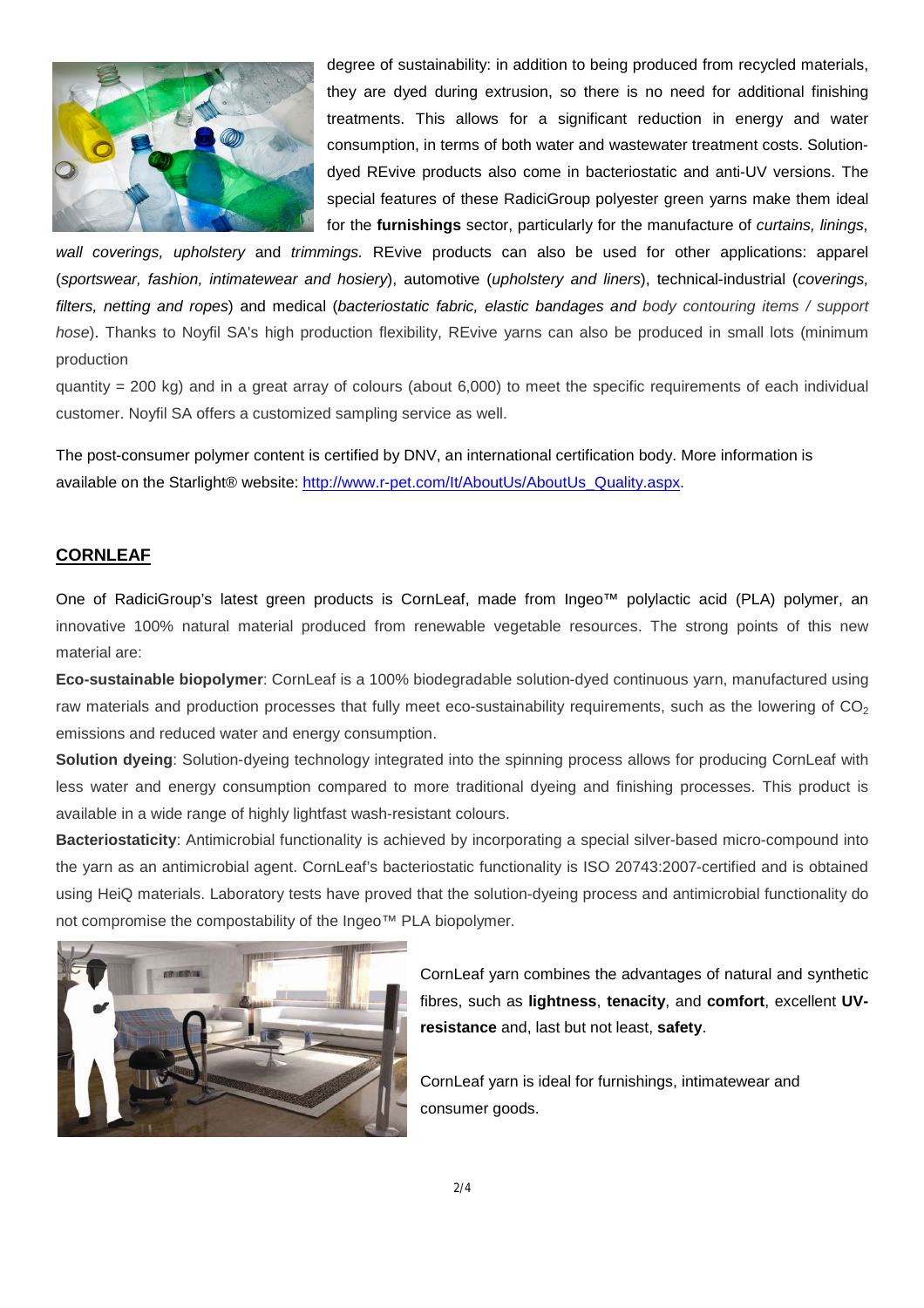degree of sustainability: in addition to being produced from recycled materials, they are dyed during extrusion, so there is no need for additional finishing treatments. This allows for a significant reduction in energy and water consumption, in terms of both water and wastewater treatment costs. Solution-dyed REvive products also come in bacteriostatic and anti-UV versions. The special features of these RadiciGroup polyester green yarns make them ideal for the **furnishings** sector, particularly for the manufacture of *curtains, linings, wall coverings, upholstery* and *trimmings.* REvive products can also be used for other applications: apparel (*sportswear, fashion, intimatewear and hosiery*), automotive (*upholstery and liners*), technical-industrial (*coverings, filters, netting and ropes*) and medical (*bacteriostatic fabric, elastic bandages and body contouring items / support hose*). Thanks to Noyfil SA's high production flexibility, REvive yarns can also be produced in small lots (minimum production quantity = 200 kg) and in a great array of colours (about 6,000) to meet the specific requirements of each individual customer. Noyfil SA offers a customized sampling service as well.

The post-consumer polymer content is certified by DNV, an international certification body. More information is available on the Starlight® website: http://www.r-pet.com/It/AboutUs/AboutUs_Quality.aspx.

## CORNLEAF

One of RadiciGroup's latest green products is CornLeaf, made from Ingeo™ polylactic acid (PLA) polymer, an innovative 100% natural material produced from renewable vegetable resources. The strong points of this new material are:

**Eco-sustainable biopolymer**: CornLeaf is a 100% biodegradable solution-dyed continuous yarn, manufactured using raw materials and production processes that fully meet eco-sustainability requirements, such as the lowering of $CO_2$ emissions and reduced water and energy consumption.

**Solution dyeing**: Solution-dyeing technology integrated into the spinning process allows for producing CornLeaf with less water and energy consumption compared to more traditional dyeing and finishing processes. This product is available in a wide range of highly lightfast wash-resistant colours.

**Bacteriostaticity**: Antimicrobial functionality is achieved by incorporating a special silver-based micro-compound into the yarn as an antimicrobial agent. CornLeaf's bacteriostatic functionality is ISO 20743:2007-certified and is obtained using HeiQ materials. Laboratory tests have proved that the solution-dyeing process and antimicrobial functionality do not compromise the compostability of the Ingeo™ PLA biopolymer.

CornLeaf yarn combines the advantages of natural and synthetic fibres, such as **lightness**, **tenacity**, and **comfort**, excellent **UV-resistance** and, last but not least, **safety**.

CornLeaf yarn is ideal for furnishings, intimatewear and consumer goods.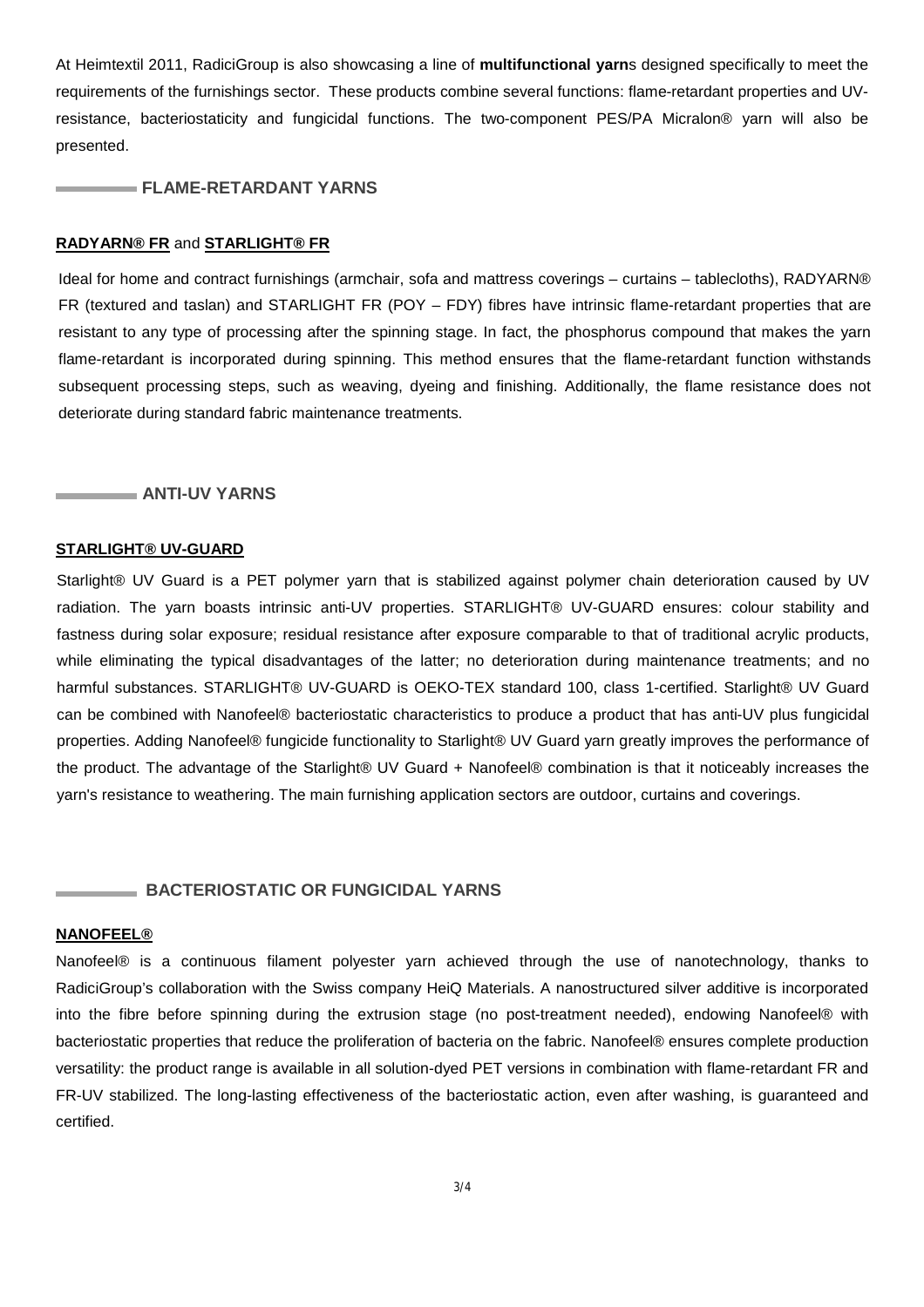At Heimtextil 2011, RadiciGroup is also showcasing a line of **multifunctional yarn**s designed specifically to meet the requirements of the furnishings sector. These products combine several functions: flame-retardant properties and UV-resistance, bacteriostaticity and fungicidal functions. The two-component PES/PA Micralon® yarn will also be presented.

## FLAME-RETARDANT YARNS

### **RADYARN® FR** and **STARLIGHT® FR**

Ideal for home and contract furnishings (armchair, sofa and mattress coverings – curtains – tablecloths), RADYARN® FR (textured and taslan) and STARLIGHT FR (POY – FDY) fibres have intrinsic flame-retardant properties that are resistant to any type of processing after the spinning stage. In fact, the phosphorus compound that makes the yarn flame-retardant is incorporated during spinning. This method ensures that the flame-retardant function withstands subsequent processing steps, such as weaving, dyeing and finishing. Additionally, the flame resistance does not deteriorate during standard fabric maintenance treatments.

## ANTI-UV YARNS

### **STARLIGHT® UV-GUARD**

Starlight® UV Guard is a PET polymer yarn that is stabilized against polymer chain deterioration caused by UV radiation. The yarn boasts intrinsic anti-UV properties. STARLIGHT® UV-GUARD ensures: colour stability and fastness during solar exposure; residual resistance after exposure comparable to that of traditional acrylic products, while eliminating the typical disadvantages of the latter; no deterioration during maintenance treatments; and no harmful substances. STARLIGHT® UV-GUARD is OEKO-TEX standard 100, class 1-certified. Starlight® UV Guard can be combined with Nanofeel® bacteriostatic characteristics to produce a product that has anti-UV plus fungicidal properties. Adding Nanofeel® fungicide functionality to Starlight® UV Guard yarn greatly improves the performance of the product. The advantage of the Starlight® UV Guard + Nanofeel® combination is that it noticeably increases the yarn's resistance to weathering. The main furnishing application sectors are outdoor, curtains and coverings.

## BACTERIOSTATIC OR FUNGICIDAL YARNS

### **NANOFEEL®**

Nanofeel® is a continuous filament polyester yarn achieved through the use of nanotechnology, thanks to RadiciGroup's collaboration with the Swiss company HeiQ Materials. A nanostructured silver additive is incorporated into the fibre before spinning during the extrusion stage (no post-treatment needed), endowing Nanofeel® with bacteriostatic properties that reduce the proliferation of bacteria on the fabric. Nanofeel® ensures complete production versatility: the product range is available in all solution-dyed PET versions in combination with flame-retardant FR and FR-UV stabilized. The long-lasting effectiveness of the bacteriostatic action, even after washing, is guaranteed and certified.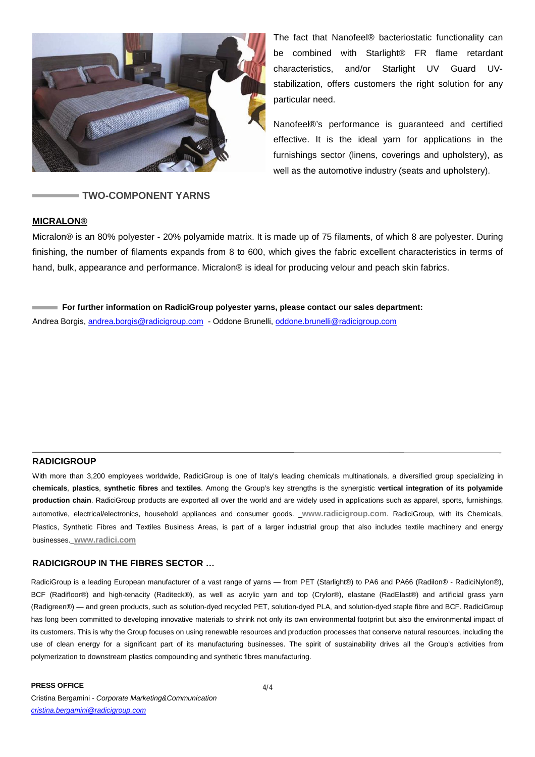The fact that Nanofeel® bacteriostatic functionality can be combined with Starlight® FR flame retardant characteristics, and/or Starlight UV Guard UV-stabilization, offers customers the right solution for any particular need.

Nanofeel®'s performance is guaranteed and certified effective. It is the ideal yarn for applications in the furnishings sector (linens, coverings and upholstery), as well as the automotive industry (seats and upholstery).

## TWO-COMPONENT YARNS

### MICRALON®

Micralon® is an 80% polyester - 20% polyamide matrix. It is made up of 75 filaments, of which 8 are polyester. During finishing, the number of filaments expands from 8 to 600, which gives the fabric excellent characteristics in terms of hand, bulk, appearance and performance. Micralon® is ideal for producing velour and peach skin fabrics.

**For further information on RadiciGroup polyester yarns, please contact our sales department:**
Andrea Borgis, andrea.borgis@radicigroup.com - Oddone Brunelli, oddone.brunelli@radicigroup.com

---

## RADICIGROUP

With more than 3,200 employees worldwide, RadiciGroup is one of Italy's leading chemicals multinationals, a diversified group specializing in **chemicals**, **plastics**, **synthetic fibres** and **textiles**. Among the Group's key strengths is the synergistic **vertical integration of its polyamide production chain**. RadiciGroup products are exported all over the world and are widely used in applications such as apparel, sports, furnishings, automotive, electrical/electronics, household appliances and consumer goods. **www.radicigroup.com**. RadiciGroup, with its Chemicals, Plastics, Synthetic Fibres and Textiles Business Areas, is part of a larger industrial group that also includes textile machinery and energy businesses. **www.radici.com**

## RADICIGROUP IN THE FIBRES SECTOR …

RadiciGroup is a leading European manufacturer of a vast range of yarns — from PET (Starlight®) to PA6 and PA66 (Radilon® - RadiciNylon®), BCF (Radifloor®) and high-tenacity (Raditeck®), as well as acrylic yarn and top (Crylor®), elastane (RadElast®) and artificial grass yarn (Radigreen®) — and green products, such as solution-dyed recycled PET, solution-dyed PLA, and solution-dyed staple fibre and BCF. RadiciGroup has long been committed to developing innovative materials to shrink not only its own environmental footprint but also the environmental impact of its customers. This is why the Group focuses on using renewable resources and production processes that conserve natural resources, including the use of clean energy for a significant part of its manufacturing businesses. The spirit of sustainability drives all the Group's activities from polymerization to downstream plastics compounding and synthetic fibres manufacturing.

**PRESS OFFICE**
Cristina Bergamini - *Corporate Marketing&Communication*
*cristina.bergamini@radicigroup.com*